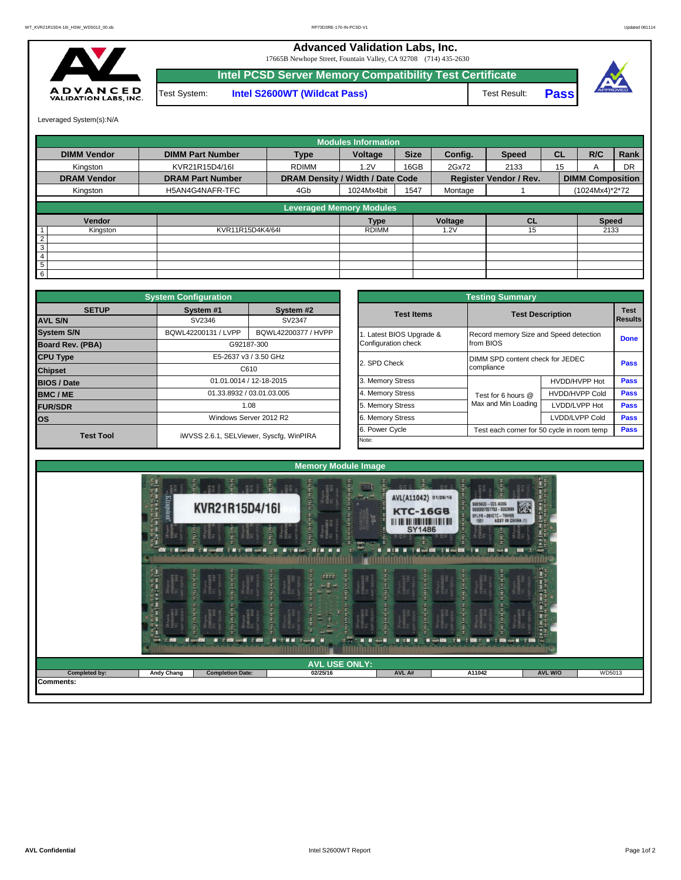# Advanced Validation Labs, Inc.

17665B Newhope Street, Fountain Valley, CA 92708 (714) 435-2630

## Intel PCSD Server Memory Compatibility Test Certificate

Test System: **Intel S2600WT (Wildcat Pass)** Test Result: **Pass**

Leveraged System(s):N/A

### Modules Information

| DIMM Vendor | DIMM Part Number | Type | Voltage | Size | Config. | Speed | CL | R/C | Rank |
|---|---|---|---|---|---|---|---|---|---|
| Kingston | KVR21R15D4/16I | RDIMM | 1.2V | 16GB | 2Gx72 | 2133 | 15 | A | DR |
| **DRAM Vendor** | **DRAM Part Number** | **DRAM Density / Width / Date Code** | | | **Register Vendor / Rev.** | | **DIMM Composition** | | |
| Kingston | H5AN4G4NAFR-TFC | 4Gb | 1024Mx4bit | 1547 | Montage | 1 | (1024Mx4)*2*72 | | |

### Leveraged Memory Modules

| | Vendor | | Type | Voltage | CL | Speed |
|---|---|---|---|---|---|---|
| 1 | Kingston | KVR11R15D4K4/64I | RDIMM | 1.2V | 15 | 2133 |
| 2 | | | | | | |
| 3 | | | | | | |
| 4 | | | | | | |
| 5 | | | | | | |
| 6 | | | | | | |

### System Configuration

| SETUP | System #1 | System #2 |
|---|---|---|
| AVL S/N | SV2346 | SV2347 |
| System S/N | BQWL42200131 / LVPP | BQWL42200377 / HVPP |
| Board Rev. (PBA) | G92187-300 | |
| CPU Type | E5-2637 v3 / 3.50 GHz | |
| Chipset | C610 | |
| BIOS / Date | 01.01.0014 / 12-18-2015 | |
| BMC / ME | 01.33.8932 / 03.01.03.005 | |
| FUR/SDR | 1.08 | |
| OS | Windows Server 2012 R2 | |
| Test Tool | iWVSS 2.6.1, SELViewer, Syscfg, WinPIRA | |

### Testing Summary

| Test Items | Test Description | | Test Results |
|---|---|---|---|
| 1. Latest BIOS Upgrade & Configuration check | Record memory Size and Speed detection from BIOS | | Done |
| 2. SPD Check | DIMM SPD content check for JEDEC compliance | | Pass |
| 3. Memory Stress | Test for 6 hours @ Max and Min Loading | HVDD/HVPP Hot | Pass |
| 4. Memory Stress | | HVDD/HVPP Cold | Pass |
| 5. Memory Stress | | LVDD/LVPP Hot | Pass |
| 6. Memory Stress | | LVDD/LVPP Cold | Pass |
| 6. Power Cycle | Test each corner for 50 cycle in room temp | | Pass |

Note:

### Memory Module Image

### AVL USE ONLY:

| Completed by: | Andy Chang | Completion Date: | 02/25/16 | AVL A# | A11042 | AVL W/O | WD5013 |
|---|---|---|---|---|---|---|---|

Comments: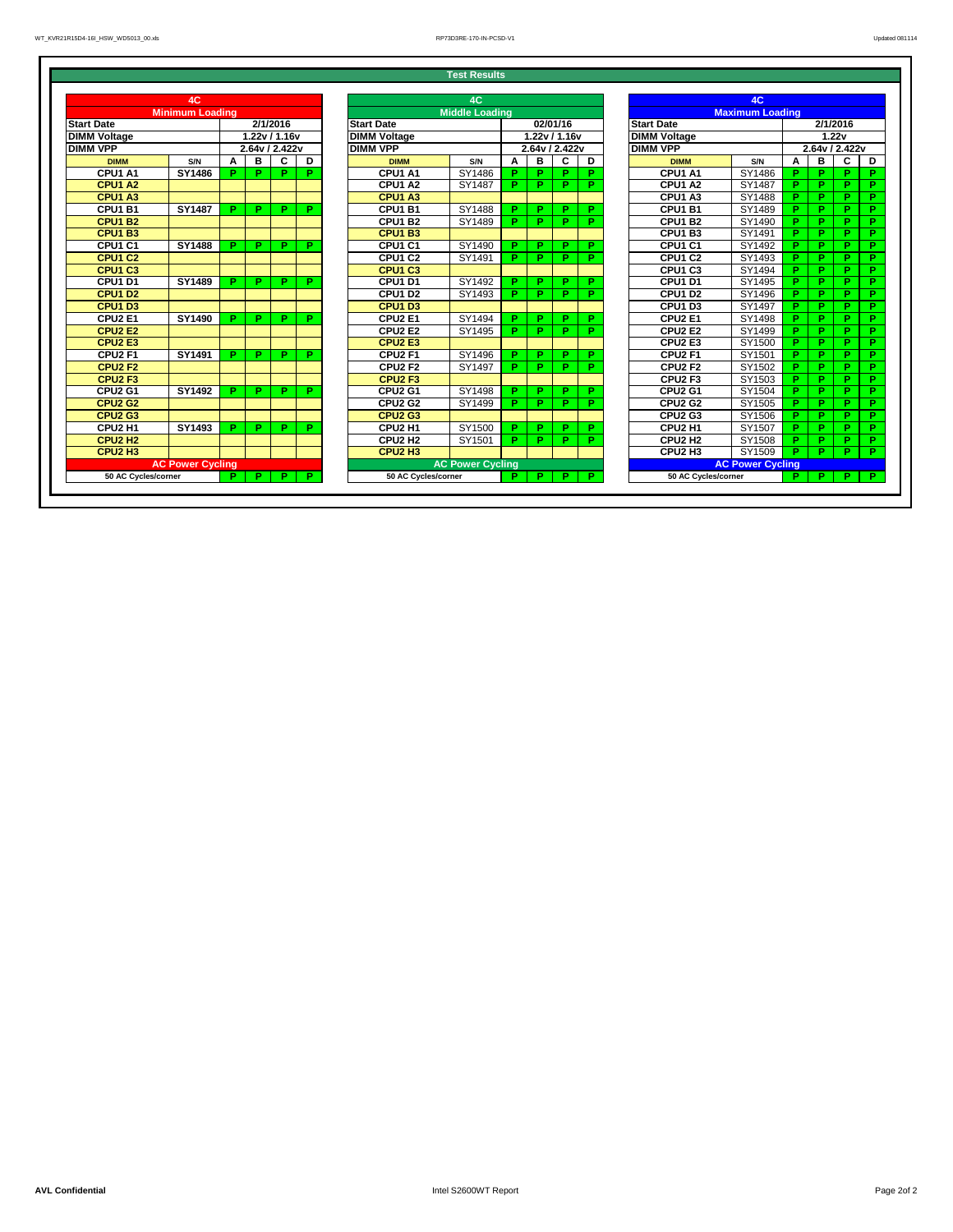## Test Results

| 4C Minimum Loading | | | | | |
|---|---|---|---|---|---|
| Start Date | | 2/1/2016 | | | |
| DIMM Voltage | | 1.22v / 1.16v | | | |
| DIMM VPP | | 2.64v / 2.422v | | | |
| DIMM | S/N | A | B | C | D |
| CPU1 A1 | SY1486 | P | P | P | P |
| CPU1 A2 | | | | | |
| CPU1 A3 | | | | | |
| CPU1 B1 | SY1487 | P | P | P | P |
| CPU1 B2 | | | | | |
| CPU1 B3 | | | | | |
| CPU1 C1 | SY1488 | P | P | P | P |
| CPU1 C2 | | | | | |
| CPU1 C3 | | | | | |
| CPU1 D1 | SY1489 | P | P | P | P |
| CPU1 D2 | | | | | |
| CPU1 D3 | | | | | |
| CPU2 E1 | SY1490 | P | P | P | P |
| CPU2 E2 | | | | | |
| CPU2 E3 | | | | | |
| CPU2 F1 | SY1491 | P | P | P | P |
| CPU2 F2 | | | | | |
| CPU2 F3 | | | | | |
| CPU2 G1 | SY1492 | P | P | P | P |
| CPU2 G2 | | | | | |
| CPU2 G3 | | | | | |
| CPU2 H1 | SY1493 | P | P | P | P |
| CPU2 H2 | | | | | |
| CPU2 H3 | | | | | |
| AC Power Cycling | | | | | |
| 50 AC Cycles/corner | | P | P | P | P |

| 4C Middle Loading | | | | | |
|---|---|---|---|---|---|
| Start Date | | 02/01/16 | | | |
| DIMM Voltage | | 1.22v / 1.16v | | | |
| DIMM VPP | | 2.64v / 2.422v | | | |
| DIMM | S/N | A | B | C | D |
| CPU1 A1 | SY1486 | P | P | P | P |
| CPU1 A2 | SY1487 | P | P | P | P |
| CPU1 A3 | | | | | |
| CPU1 B1 | SY1488 | P | P | P | P |
| CPU1 B2 | SY1489 | P | P | P | P |
| CPU1 B3 | | | | | |
| CPU1 C1 | SY1490 | P | P | P | P |
| CPU1 C2 | SY1491 | P | P | P | P |
| CPU1 C3 | | | | | |
| CPU1 D1 | SY1492 | P | P | P | P |
| CPU1 D2 | SY1493 | P | P | P | P |
| CPU1 D3 | | | | | |
| CPU2 E1 | SY1494 | P | P | P | P |
| CPU2 E2 | SY1495 | P | P | P | P |
| CPU2 E3 | | | | | |
| CPU2 F1 | SY1496 | P | P | P | P |
| CPU2 F2 | SY1497 | P | P | P | P |
| CPU2 F3 | | | | | |
| CPU2 G1 | SY1498 | P | P | P | P |
| CPU2 G2 | SY1499 | P | P | P | P |
| CPU2 G3 | | | | | |
| CPU2 H1 | SY1500 | P | P | P | P |
| CPU2 H2 | SY1501 | P | P | P | P |
| CPU2 H3 | | | | | |
| AC Power Cycling | | | | | |
| 50 AC Cycles/corner | | P | P | P | P |

| 4C Maximum Loading | | | | | |
|---|---|---|---|---|---|
| Start Date | | 2/1/2016 | | | |
| DIMM Voltage | | 1.22v | | | |
| DIMM VPP | | 2.64v / 2.422v | | | |
| DIMM | S/N | A | B | C | D |
| CPU1 A1 | SY1486 | P | P | P | P |
| CPU1 A2 | SY1487 | P | P | P | P |
| CPU1 A3 | SY1488 | P | P | P | P |
| CPU1 B1 | SY1489 | P | P | P | P |
| CPU1 B2 | SY1490 | P | P | P | P |
| CPU1 B3 | SY1491 | P | P | P | P |
| CPU1 C1 | SY1492 | P | P | P | P |
| CPU1 C2 | SY1493 | P | P | P | P |
| CPU1 C3 | SY1494 | P | P | P | P |
| CPU1 D1 | SY1495 | P | P | P | P |
| CPU1 D2 | SY1496 | P | P | P | P |
| CPU1 D3 | SY1497 | P | P | P | P |
| CPU2 E1 | SY1498 | P | P | P | P |
| CPU2 E2 | SY1499 | P | P | P | P |
| CPU2 E3 | SY1500 | P | P | P | P |
| CPU2 F1 | SY1501 | P | P | P | P |
| CPU2 F2 | SY1502 | P | P | P | P |
| CPU2 F3 | SY1503 | P | P | P | P |
| CPU2 G1 | SY1504 | P | P | P | P |
| CPU2 G2 | SY1505 | P | P | P | P |
| CPU2 G3 | SY1506 | P | P | P | P |
| CPU2 H1 | SY1507 | P | P | P | P |
| CPU2 H2 | SY1508 | P | P | P | P |
| CPU2 H3 | SY1509 | P | P | P | P |
| AC Power Cycling | | | | | |
| 50 AC Cycles/corner | | P | P | P | P |